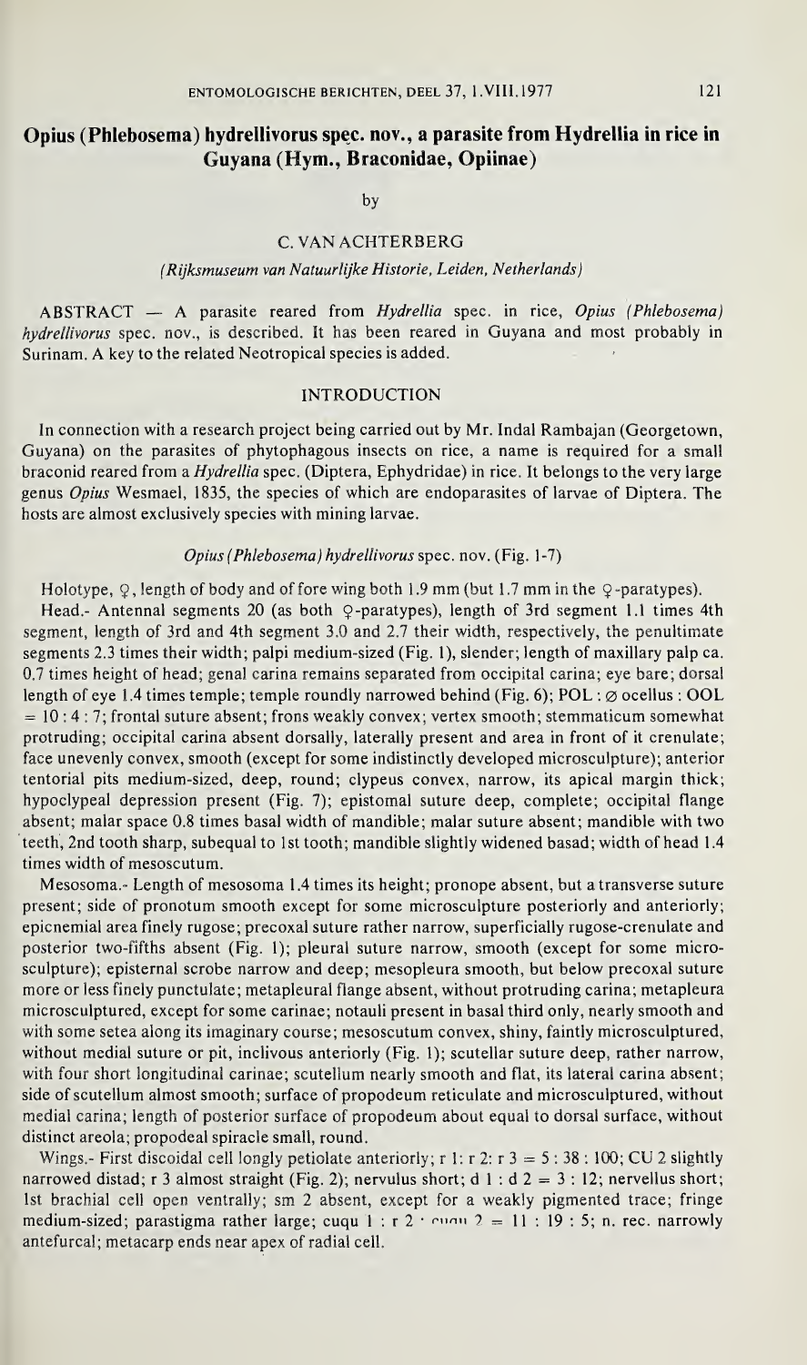# *Opius* (*Phlebosema*) *hydrellivorus* spec. nov., a parasite from *Hydrellia* in rice in Guyana (Hym., Braconidae, Opiinae)

by

C. VAN ACHTERBERG

*(Rijksmuseum van Natuurlijke Historie, Leiden, Netherlands)*

ABSTRACT — A parasite reared from *Hydrellia* spec. in rice, *Opius (Phlebosema) hydrellivorus* spec. nov., is described. It has been reared in Guyana and most probably in Surinam. A key to the related Neotropical species is added.

## INTRODUCTION

In connection with a research project being carried out by Mr. Indal Rambajan (Georgetown, Guyana) on the parasites of phytophagous insects on rice, a name is required for a small braconid reared from a *Hydrellia* spec. (Diptera, Ephydridae) in rice. It belongs to the very large genus *Opius* Wesmael, 1835, the species of which are endoparasites of larvae of Diptera. The hosts are almost exclusively species with mining larvae.

### *Opius (Phlebosema) hydrellivorus* spec. nov. (Fig. 1-7)

Holotype, ♀, length of body and of fore wing both 1.9 mm (but 1.7 mm in the ♀-paratypes).

Head.- Antennal segments 20 (as both ♀-paratypes), length of 3rd segment 1.1 times 4th segment, length of 3rd and 4th segment 3.0 and 2.7 their width, respectively, the penultimate segments 2.3 times their width; palpi medium-sized (Fig. 1), slender; length of maxillary palp ca. 0.7 times height of head; genal carina remains separated from occipital carina; eye bare; dorsal length of eye 1.4 times temple; temple roundly narrowed behind (Fig. 6); POL : ∅ ocellus : OOL = 10 : 4 : 7; frontal suture absent; frons weakly convex; vertex smooth; stemmaticum somewhat protruding; occipital carina absent dorsally, laterally present and area in front of it crenulate; face unevenly convex, smooth (except for some indistinctly developed microsculpture); anterior tentorial pits medium-sized, deep, round; clypeus convex, narrow, its apical margin thick; hypoclypeal depression present (Fig. 7); epistomal suture deep, complete; occipital flange absent; malar space 0.8 times basal width of mandible; malar suture absent; mandible with two teeth, 2nd tooth sharp, subequal to 1st tooth; mandible slightly widened basad; width of head 1.4 times width of mesoscutum.

Mesosoma.- Length of mesosoma 1.4 times its height; pronope absent, but a transverse suture present; side of pronotum smooth except for some microsculpture posteriorly and anteriorly; epicnemial area finely rugose; precoxal suture rather narrow, superficially rugose-crenulate and posterior two-fifths absent (Fig. 1); pleural suture narrow, smooth (except for some microsculpture); episternal scrobe narrow and deep; mesopleura smooth, but below precoxal suture more or less finely punctulate; metapleural flange absent, without protruding carina; metapleura microsculptured, except for some carinae; notauli present in basal third only, nearly smooth and with some setea along its imaginary course; mesoscutum convex, shiny, faintly microsculptured, without medial suture or pit, inclivous anteriorly (Fig. 1); scutellar suture deep, rather narrow, with four short longitudinal carinae; scutellum nearly smooth and flat, its lateral carina absent; side of scutellum almost smooth; surface of propodeum reticulate and microsculptured, without medial carina; length of posterior surface of propodeum about equal to dorsal surface, without distinct areola; propodeal spiracle small, round.

Wings.- First discoidal cell longly petiolate anteriorly; r 1: r 2: r 3 = 5 : 38 : 100; CU 2 slightly narrowed distad; r 3 almost straight (Fig. 2); nervulus short; d 1 : d 2 = 3 : 12; nervellus short; 1st brachial cell open ventrally; sm 2 absent, except for a weakly pigmented trace; fringe medium-sized; parastigma rather large; cuqu 1 : r 2 : cuqu 2 = 11 : 19 : 5; n. rec. narrowly antefurcal; metacarp ends near apex of radial cell.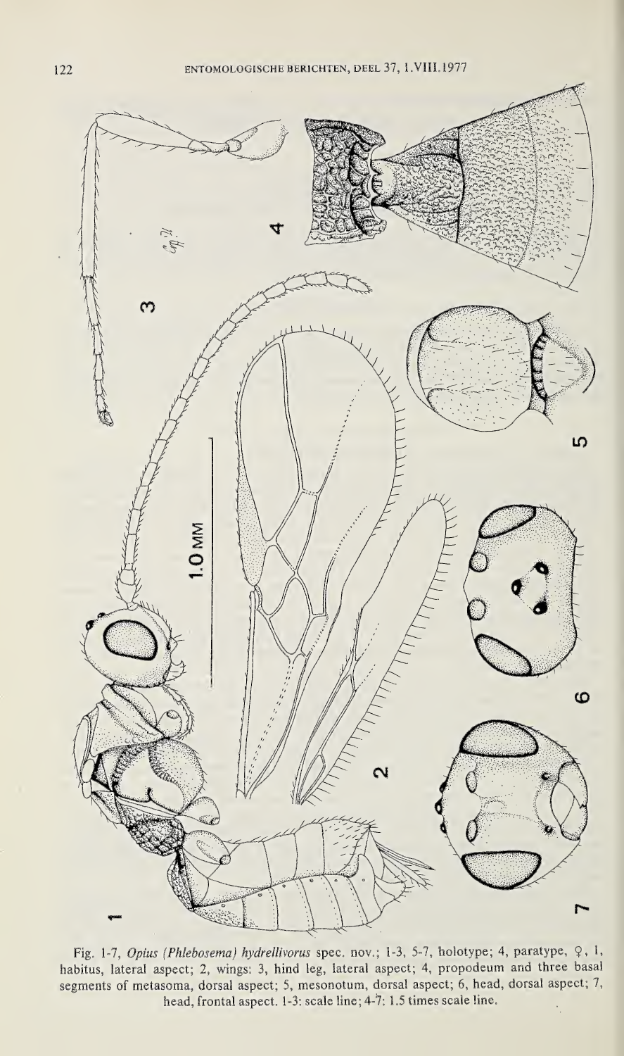Fig. 1-7, *Opius (Phlebosema) hydrellivorus* spec. nov.; 1-3, 5-7, holotype; 4, paratype, ♀, 1, habitus, lateral aspect; 2, wings: 3, hind leg, lateral aspect; 4, propodeum and three basal segments of metasoma, dorsal aspect; 5, mesonotum, dorsal aspect; 6, head, dorsal aspect; 7, head, frontal aspect. 1-3: scale line; 4-7: 1.5 times scale line.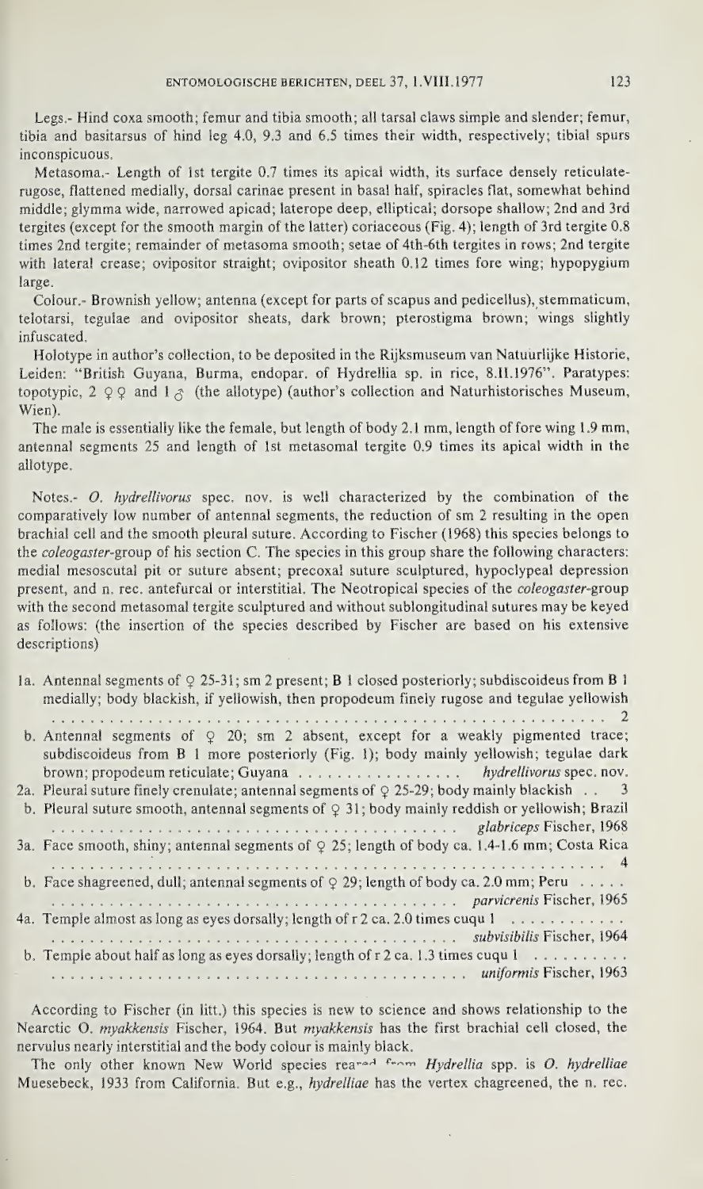Legs.- Hind coxa smooth; femur and tibia smooth; all tarsal claws simple and slender; femur, tibia and basitarsus of hind leg 4.0, 9.3 and 6.5 times their width, respectively; tibial spurs inconspicuous.

Metasoma.- Length of 1st tergite 0.7 times its apical width, its surface densely reticulate-rugose, flattened medially, dorsal carinae present in basal half, spiracles flat, somewhat behind middle; glymma wide, narrowed apicad; laterope deep, elliptical; dorsope shallow; 2nd and 3rd tergites (except for the smooth margin of the latter) coriaceous (Fig. 4); length of 3rd tergite 0.8 times 2nd tergite; remainder of metasoma smooth; setae of 4th-6th tergites in rows; 2nd tergite with lateral crease; ovipositor straight; ovipositor sheath 0.12 times fore wing; hypopygium large.

Colour.- Brownish yellow; antenna (except for parts of scapus and pedicellus), stemmaticum, telotarsi, tegulae and ovipositor sheats, dark brown; pterostigma brown; wings slightly infuscated.

Holotype in author's collection, to be deposited in the Rijksmuseum van Natuurlijke Historie, Leiden: "British Guyana, Burma, endopar. of Hydrellia sp. in rice, 8.II.1976". Paratypes: topotypic, 2 ♀♀ and 1 ♂ (the allotype) (author's collection and Naturhistorisches Museum, Wien).

The male is essentially like the female, but length of body 2.1 mm, length of fore wing 1.9 mm, antennal segments 25 and length of 1st metasomal tergite 0.9 times its apical width in the allotype.

Notes.- *O. hydrellivorus* spec. nov. is well characterized by the combination of the comparatively low number of antennal segments, the reduction of sm 2 resulting in the open brachial cell and the smooth pleural suture. According to Fischer (1968) this species belongs to the *coleogaster*-group of his section C. The species in this group share the following characters: medial mesoscutal pit or suture absent; precoxal suture sculptured, hypoclypeal depression present, and n. rec. antefurcal or interstitial. The Neotropical species of the *coleogaster*-group with the second metasomal tergite sculptured and without sublongitudinal sutures may be keyed as follows: (the insertion of the species described by Fischer are based on his extensive descriptions)

1a. Antennal segments of ♀ 25-31; sm 2 present; B 1 closed posteriorly; subdiscoideus from B 1 medially; body blackish, if yellowish, then propodeum finely rugose and tegulae yellowish . . . . . . . . . . 2

b. Antennal segments of ♀ 20; sm 2 absent, except for a weakly pigmented trace; subdiscoideus from B 1 more posteriorly (Fig. 1); body mainly yellowish; tegulae dark brown; propodeum reticulate; Guyana . . . . . . . . . . *hydrellivorus* spec. nov.

2a. Pleural suture finely crenulate; antennal segments of ♀ 25-29; body mainly blackish . . 3

b. Pleural suture smooth, antennal segments of ♀ 31; body mainly reddish or yellowish; Brazil . . . . . . . . . . *glabriceps* Fischer, 1968

3a. Face smooth, shiny; antennal segments of ♀ 25; length of body ca. 1.4-1.6 mm; Costa Rica . . . . . . . . . . 4

b. Face shagreened, dull; antennal segments of ♀ 29; length of body ca. 2.0 mm; Peru . . . . . . . . . . *parvicrenis* Fischer, 1965

4a. Temple almost as long as eyes dorsally; length of r 2 ca. 2.0 times cuqu 1 . . . . . . . . . . *subvisibilis* Fischer, 1964

b. Temple about half as long as eyes dorsally; length of r 2 ca. 1.3 times cuqu 1 . . . . . . . . . . *uniformis* Fischer, 1963

According to Fischer (in litt.) this species is new to science and shows relationship to the Nearctic *O. myakkensis* Fischer, 1964. But *myakkensis* has the first brachial cell closed, the nervulus nearly interstitial and the body colour is mainly black.

The only other known New World species reared from *Hydrellia* spp. is *O. hydrelliae* Muesebeck, 1933 from California. But e.g., *hydrelliae* has the vertex chagreened, the n. rec.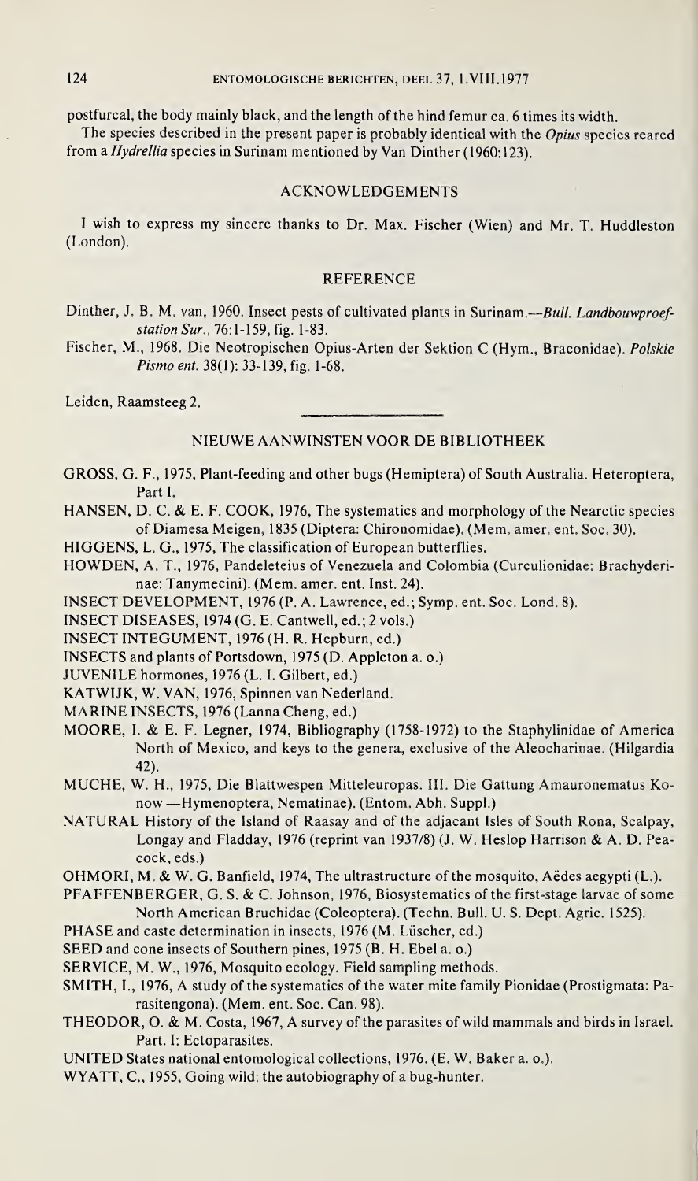postfurcal, the body mainly black, and the length of the hind femur ca. 6 times its width.

The species described in the present paper is probably identical with the *Opius* species reared from a *Hydrellia* species in Surinam mentioned by Van Dinther (1960:123).

## ACKNOWLEDGEMENTS

I wish to express my sincere thanks to Dr. Max. Fischer (Wien) and Mr. T. Huddleston (London).

## REFERENCE

Dinther, J. B. M. van, 1960. Insect pests of cultivated plants in Surinam.—*Bull. Landbouwproefstation Sur.*, 76:1-159, fig. 1-83.

Fischer, M., 1968. Die Neotropischen Opius-Arten der Sektion C (Hym., Braconidae). *Polskie Pismo ent.* 38(1): 33-139, fig. 1-68.

Leiden, Raamsteeg 2.

---

## NIEUWE AANWINSTEN VOOR DE BIBLIOTHEEK

GROSS, G. F., 1975, Plant-feeding and other bugs (Hemiptera) of South Australia. Heteroptera, Part I.

HANSEN, D. C. & E. F. COOK, 1976, The systematics and morphology of the Nearctic species of Diamesa Meigen, 1835 (Diptera: Chironomidae). (Mem. amer. ent. Soc. 30).

HIGGENS, L. G., 1975, The classification of European butterflies.

HOWDEN, A. T., 1976, Pandeleteius of Venezuela and Colombia (Curculionidae: Brachyderinae: Tanymecini). (Mem. amer. ent. Inst. 24).

INSECT DEVELOPMENT, 1976 (P. A. Lawrence, ed.; Symp. ent. Soc. Lond. 8).

INSECT DISEASES, 1974 (G. E. Cantwell, ed.; 2 vols.)

INSECT INTEGUMENT, 1976 (H. R. Hepburn, ed.)

INSECTS and plants of Portsdown, 1975 (D. Appleton a. o.)

JUVENILE hormones, 1976 (L. I. Gilbert, ed.)

KATWIJK, W. VAN, 1976, Spinnen van Nederland.

MARINE INSECTS, 1976 (Lanna Cheng, ed.)

MOORE, I. & E. F. Legner, 1974, Bibliography (1758-1972) to the Staphylinidae of America North of Mexico, and keys to the genera, exclusive of the Aleocharinae. (Hilgardia 42).

MUCHE, W. H., 1975, Die Blattwespen Mitteleuropas. III. Die Gattung Amauronematus Konow —Hymenoptera, Nematinae). (Entom. Abh. Suppl.)

NATURAL History of the Island of Raasay and of the adjacant Isles of South Rona, Scalpay, Longay and Fladday, 1976 (reprint van 1937/8) (J. W. Heslop Harrison & A. D. Peacock, eds.)

OHMORI, M. & W. G. Banfield, 1974, The ultrastructure of the mosquito, Aëdes aegypti (L.).

PFAFFENBERGER, G. S. & C. Johnson, 1976, Biosystematics of the first-stage larvae of some North American Bruchidae (Coleoptera). (Techn. Bull. U. S. Dept. Agric. 1525).

PHASE and caste determination in insects, 1976 (M. Lüscher, ed.)

SEED and cone insects of Southern pines, 1975 (B. H. Ebel a. o.)

SERVICE, M. W., 1976, Mosquito ecology. Field sampling methods.

SMITH, I., 1976, A study of the systematics of the water mite family Pionidae (Prostigmata: Parasitengona). (Mem. ent. Soc. Can. 98).

THEODOR, O. & M. Costa, 1967, A survey of the parasites of wild mammals and birds in Israel. Part. I: Ectoparasites.

UNITED States national entomological collections, 1976. (E. W. Baker a. o.).

WYATT, C., 1955, Going wild: the autobiography of a bug-hunter.